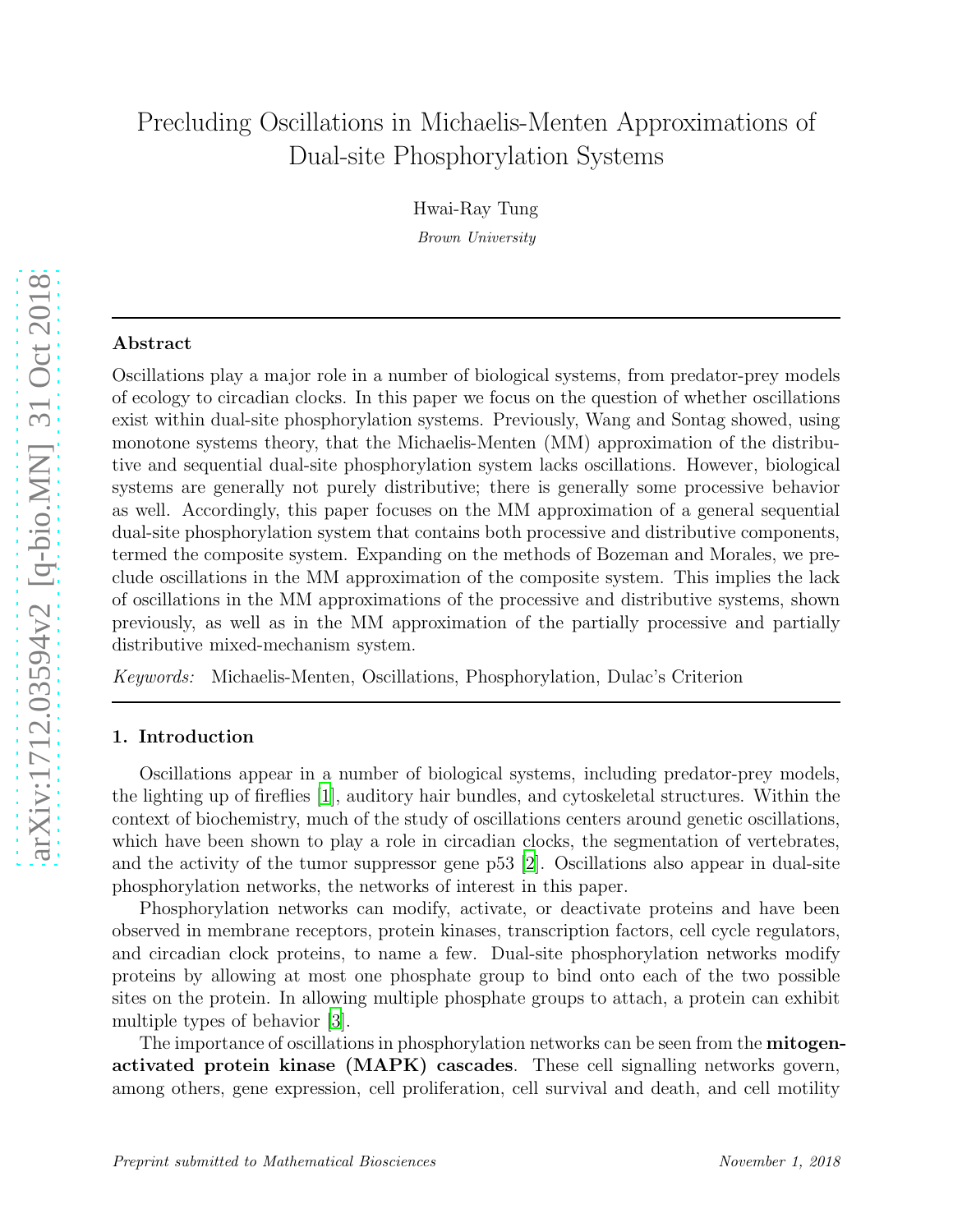# Precluding Oscillations in Michaelis-Menten Approximations of Dual-site Phosphorylation Systems

Hwai-Ray Tung

*Brown University*

---

## Abstract

Oscillations play a major role in a number of biological systems, from predator-prey models of ecology to circadian clocks. In this paper we focus on the question of whether oscillations exist within dual-site phosphorylation systems. Previously, Wang and Sontag showed, using monotone systems theory, that the Michaelis-Menten (MM) approximation of the distributive and sequential dual-site phosphorylation system lacks oscillations. However, biological systems are generally not purely distributive; there is generally some processive behavior as well. Accordingly, this paper focuses on the MM approximation of a general sequential dual-site phosphorylation system that contains both processive and distributive components, termed the composite system. Expanding on the methods of Bozeman and Morales, we preclude oscillations in the MM approximation of the composite system. This implies the lack of oscillations in the MM approximations of the processive and distributive systems, shown previously, as well as in the MM approximation of the partially processive and partially distributive mixed-mechanism system.

*Keywords:* Michaelis-Menten, Oscillations, Phosphorylation, Dulac's Criterion

---

## 1. Introduction

Oscillations appear in a number of biological systems, including predator-prey models, the lighting up of fireflies [1], auditory hair bundles, and cytoskeletal structures. Within the context of biochemistry, much of the study of oscillations centers around genetic oscillations, which have been shown to play a role in circadian clocks, the segmentation of vertebrates, and the activity of the tumor suppressor gene p53 [2]. Oscillations also appear in dual-site phosphorylation networks, the networks of interest in this paper.

Phosphorylation networks can modify, activate, or deactivate proteins and have been observed in membrane receptors, protein kinases, transcription factors, cell cycle regulators, and circadian clock proteins, to name a few. Dual-site phosphorylation networks modify proteins by allowing at most one phosphate group to bind onto each of the two possible sites on the protein. In allowing multiple phosphate groups to attach, a protein can exhibit multiple types of behavior [3].

The importance of oscillations in phosphorylation networks can be seen from the **mitogen-activated protein kinase (MAPK) cascades**. These cell signalling networks govern, among others, gene expression, cell proliferation, cell survival and death, and cell motility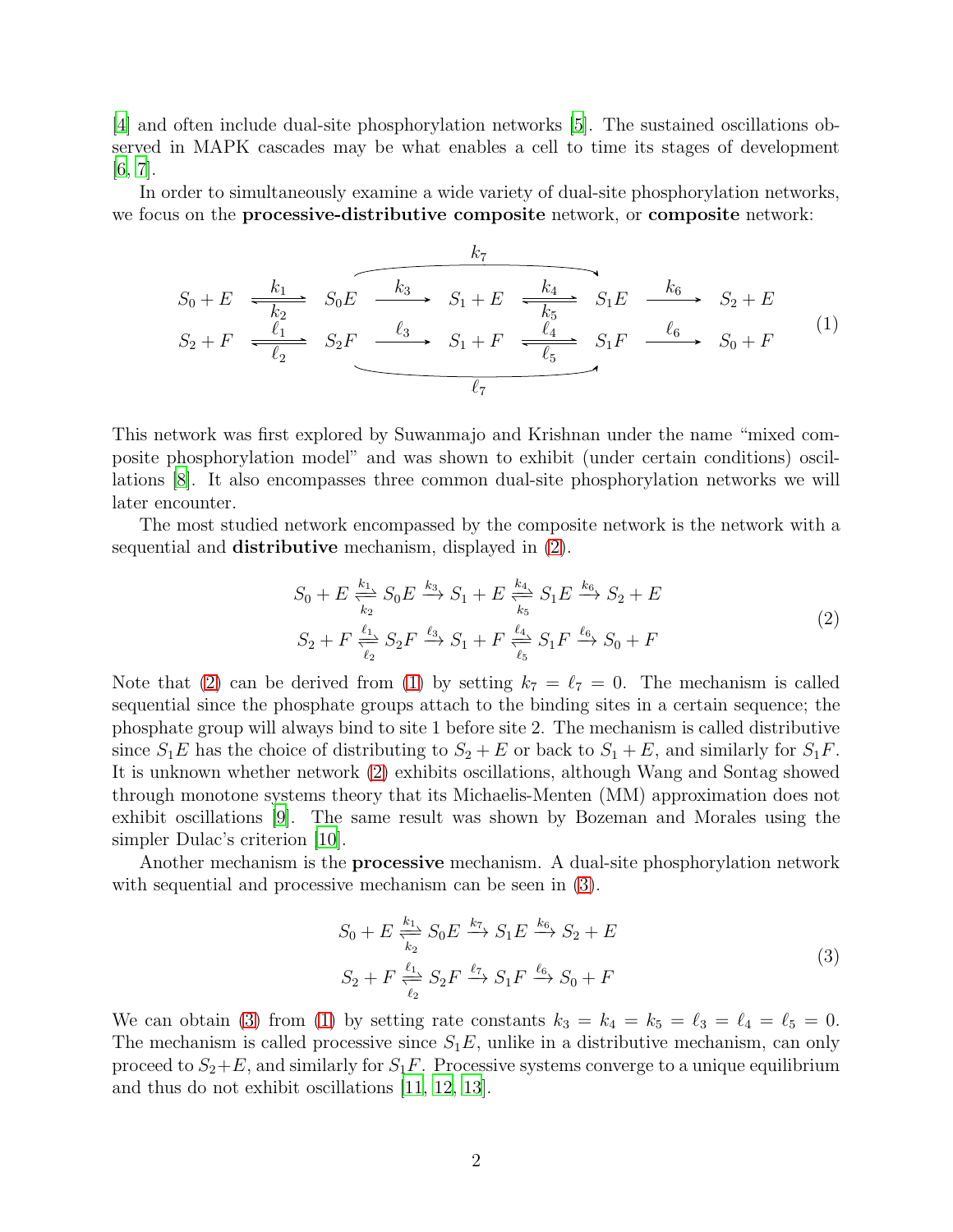[4] and often include dual-site phosphorylation networks [5]. The sustained oscillations observed in MAPK cascades may be what enables a cell to time its stages of development [6, 7].

In order to simultaneously examine a wide variety of dual-site phosphorylation networks, we focus on the **processive-distributive composite** network, or **composite** network:

$$
\begin{array}{ccccccccc}
 & & & & \overset{k_7}{\frown\!\!\!\longrightarrow} & & & & \\
S_0 + E & \underset{k_2}{\overset{k_1}{\rightleftharpoons}} & S_0E & \overset{k_3}{\longrightarrow} & S_1 + E & \underset{k_5}{\overset{k_4}{\rightleftharpoons}} & S_1E & \overset{k_6}{\longrightarrow} & S_2 + E \\
S_2 + F & \underset{\ell_2}{\overset{\ell_1}{\rightleftharpoons}} & S_2F & \overset{\ell_3}{\longrightarrow} & S_1 + F & \underset{\ell_5}{\overset{\ell_4}{\rightleftharpoons}} & S_1F & \overset{\ell_6}{\longrightarrow} & S_0 + F \\
 & & & & \underset{\ell_7}{\smile\!\!\!\longrightarrow} & & & &
\end{array}
\tag{1}
$$

(Here $k_7$ denotes a direct reaction $S_0E \rightarrow S_1E$ and $\ell_7$ denotes a direct reaction $S_2F \rightarrow S_1F$.)

This network was first explored by Suwanmajo and Krishnan under the name "mixed composite phosphorylation model" and was shown to exhibit (under certain conditions) oscillations [8]. It also encompasses three common dual-site phosphorylation networks we will later encounter.

The most studied network encompassed by the composite network is the network with a sequential and **distributive** mechanism, displayed in (2).

$$
\begin{aligned}
S_0 + E \underset{k_2}{\overset{k_1}{\rightleftharpoons}} S_0E \overset{k_3}{\longrightarrow} S_1 + E \underset{k_5}{\overset{k_4}{\rightleftharpoons}} S_1E \overset{k_6}{\longrightarrow} S_2 + E \\
S_2 + F \underset{\ell_2}{\overset{\ell_1}{\rightleftharpoons}} S_2F \overset{\ell_3}{\longrightarrow} S_1 + F \underset{\ell_5}{\overset{\ell_4}{\rightleftharpoons}} S_1F \overset{\ell_6}{\longrightarrow} S_0 + F
\end{aligned}
\tag{2}
$$

Note that (2) can be derived from (1) by setting $k_7 = \ell_7 = 0$. The mechanism is called sequential since the phosphate groups attach to the binding sites in a certain sequence; the phosphate group will always bind to site 1 before site 2. The mechanism is called distributive since $S_1E$ has the choice of distributing to $S_2 + E$ or back to $S_1 + E$, and similarly for $S_1F$. It is unknown whether network (2) exhibits oscillations, although Wang and Sontag showed through monotone systems theory that its Michaelis-Menten (MM) approximation does not exhibit oscillations [9]. The same result was shown by Bozeman and Morales using the simpler Dulac's criterion [10].

Another mechanism is the **processive** mechanism. A dual-site phosphorylation network with sequential and processive mechanism can be seen in (3).

$$
\begin{aligned}
S_0 + E \underset{k_2}{\overset{k_1}{\rightleftharpoons}} S_0E \overset{k_7}{\longrightarrow} S_1E \overset{k_6}{\longrightarrow} S_2 + E \\
S_2 + F \underset{\ell_2}{\overset{\ell_1}{\rightleftharpoons}} S_2F \overset{\ell_7}{\longrightarrow} S_1F \overset{\ell_6}{\longrightarrow} S_0 + F
\end{aligned}
\tag{3}
$$

We can obtain (3) from (1) by setting rate constants $k_3 = k_4 = k_5 = \ell_3 = \ell_4 = \ell_5 = 0$. The mechanism is called processive since $S_1E$, unlike in a distributive mechanism, can only proceed to $S_2+E$, and similarly for $S_1F$. Processive systems converge to a unique equilibrium and thus do not exhibit oscillations [11, 12, 13].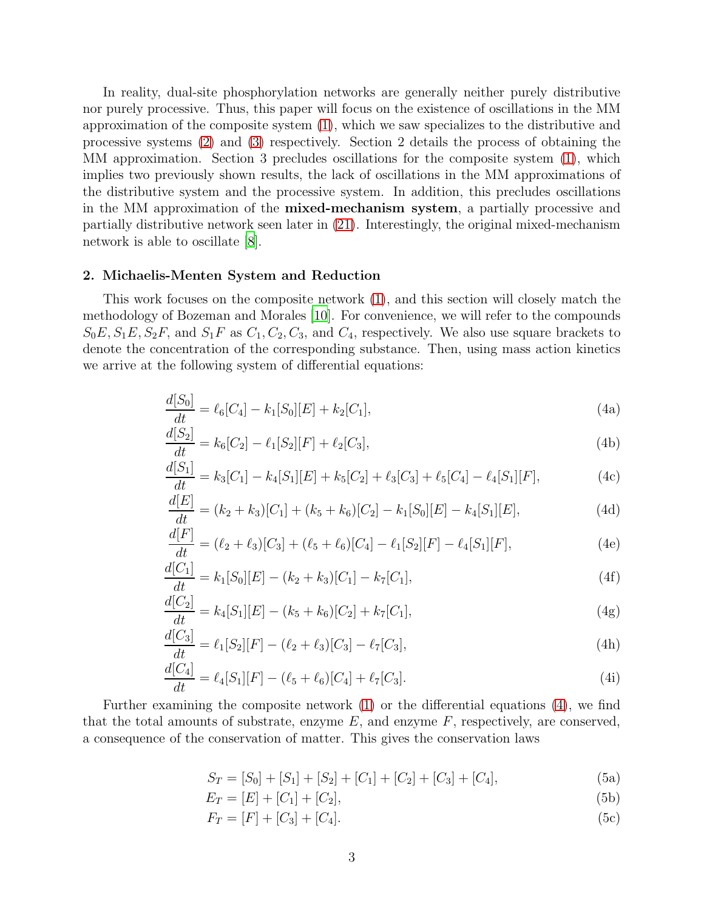In reality, dual-site phosphorylation networks are generally neither purely distributive nor purely processive. Thus, this paper will focus on the existence of oscillations in the MM approximation of the composite system (1), which we saw specializes to the distributive and processive systems (2) and (3) respectively. Section 2 details the process of obtaining the MM approximation. Section 3 precludes oscillations for the composite system (1), which implies two previously shown results, the lack of oscillations in the MM approximations of the distributive system and the processive system. In addition, this precludes oscillations in the MM approximation of the **mixed-mechanism system**, a partially processive and partially distributive network seen later in (21). Interestingly, the original mixed-mechanism network is able to oscillate [8].

## 2. Michaelis-Menten System and Reduction

This work focuses on the composite network (1), and this section will closely match the methodology of Bozeman and Morales [10]. For convenience, we will refer to the compounds $S_0E, S_1E, S_2F$, and $S_1F$ as $C_1, C_2, C_3$, and $C_4$, respectively. We also use square brackets to denote the concentration of the corresponding substance. Then, using mass action kinetics we arrive at the following system of differential equations:

$$\frac{d[S_0]}{dt} = \ell_6[C_4] - k_1[S_0][E] + k_2[C_1], \tag{4a}$$

$$\frac{d[S_2]}{dt} = k_6[C_2] - \ell_1[S_2][F] + \ell_2[C_3], \tag{4b}$$

$$\frac{d[S_1]}{dt} = k_3[C_1] - k_4[S_1][E] + k_5[C_2] + \ell_3[C_3] + \ell_5[C_4] - \ell_4[S_1][F], \tag{4c}$$

$$\frac{d[E]}{dt} = (k_2 + k_3)[C_1] + (k_5 + k_6)[C_2] - k_1[S_0][E] - k_4[S_1][E], \tag{4d}$$

$$\frac{d[F]}{dt} = (\ell_2 + \ell_3)[C_3] + (\ell_5 + \ell_6)[C_4] - \ell_1[S_2][F] - \ell_4[S_1][F], \tag{4e}$$

$$\frac{d[C_1]}{dt} = k_1[S_0][E] - (k_2 + k_3)[C_1] - k_7[C_1], \tag{4f}$$

$$\frac{d[C_2]}{dt} = k_4[S_1][E] - (k_5 + k_6)[C_2] + k_7[C_1], \tag{4g}$$

$$\frac{d[C_3]}{dt} = \ell_1[S_2][F] - (\ell_2 + \ell_3)[C_3] - \ell_7[C_3], \tag{4h}$$

$$\frac{d[C_4]}{dt} = \ell_4[S_1][F] - (\ell_5 + \ell_6)[C_4] + \ell_7[C_3]. \tag{4i}$$

Further examining the composite network (1) or the differential equations (4), we find that the total amounts of substrate, enzyme $E$, and enzyme $F$, respectively, are conserved, a consequence of the conservation of matter. This gives the conservation laws

$$S_T = [S_0] + [S_1] + [S_2] + [C_1] + [C_2] + [C_3] + [C_4], \tag{5a}$$

$$E_T = [E] + [C_1] + [C_2], \tag{5b}$$

$$F_T = [F] + [C_3] + [C_4]. \tag{5c}$$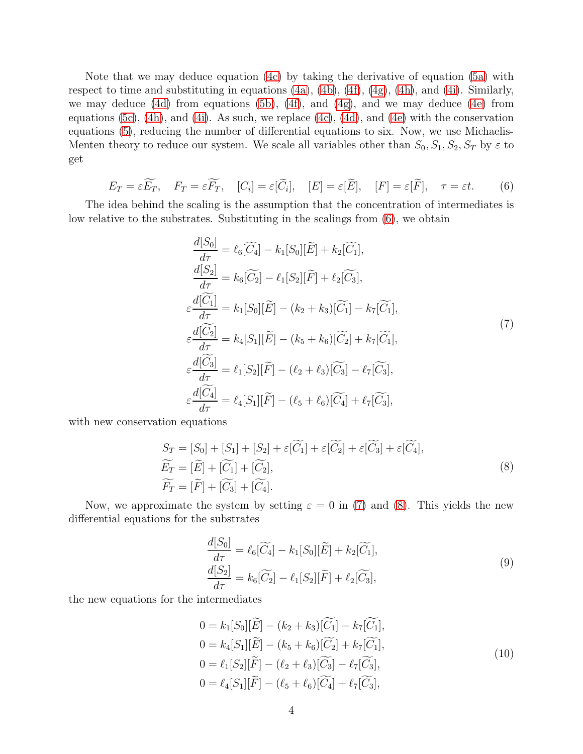Note that we may deduce equation (4c) by taking the derivative of equation (5a) with respect to time and substituting in equations (4a), (4b), (4f), (4g), (4h), and (4i). Similarly, we may deduce (4d) from equations (5b), (4f), and (4g), and we may deduce (4e) from equations (5c), (4h), and (4i). As such, we replace (4c), (4d), and (4e) with the conservation equations (5), reducing the number of differential equations to six. Now, we use Michaelis-Menten theory to reduce our system. We scale all variables other than $S_0, S_1, S_2, S_T$ by $\varepsilon$ to get

$$E_T = \varepsilon \widetilde{E_T}, \quad F_T = \varepsilon \widetilde{F_T}, \quad [C_i] = \varepsilon [\widetilde{C_i}], \quad [E] = \varepsilon [\widetilde{E}], \quad [F] = \varepsilon [\widetilde{F}], \quad \tau = \varepsilon t. \tag{6}$$

The idea behind the scaling is the assumption that the concentration of intermediates is low relative to the substrates. Substituting in the scalings from (6), we obtain

$$\begin{aligned}
\frac{d[S_0]}{d\tau} &= \ell_6[\widetilde{C_4}] - k_1[S_0][\widetilde{E}] + k_2[\widetilde{C_1}], \\
\frac{d[S_2]}{d\tau} &= k_6[\widetilde{C_2}] - \ell_1[S_2][\widetilde{F}] + \ell_2[\widetilde{C_3}], \\
\varepsilon\frac{d[\widetilde{C_1}]}{d\tau} &= k_1[S_0][\widetilde{E}] - (k_2 + k_3)[\widetilde{C_1}] - k_7[\widetilde{C_1}], \\
\varepsilon\frac{d[\widetilde{C_2}]}{d\tau} &= k_4[S_1][\widetilde{E}] - (k_5 + k_6)[\widetilde{C_2}] + k_7[\widetilde{C_1}], \\
\varepsilon\frac{d[\widetilde{C_3}]}{d\tau} &= \ell_1[S_2][\widetilde{F}] - (\ell_2 + \ell_3)[\widetilde{C_3}] - \ell_7[\widetilde{C_3}], \\
\varepsilon\frac{d[\widetilde{C_4}]}{d\tau} &= \ell_4[S_1][\widetilde{F}] - (\ell_5 + \ell_6)[\widetilde{C_4}] + \ell_7[\widetilde{C_3}],
\end{aligned} \tag{7}$$

with new conservation equations

$$\begin{aligned}
S_T &= [S_0] + [S_1] + [S_2] + \varepsilon[\widetilde{C_1}] + \varepsilon[\widetilde{C_2}] + \varepsilon[\widetilde{C_3}] + \varepsilon[\widetilde{C_4}], \\
\widetilde{E_T} &= [\widetilde{E}] + [\widetilde{C_1}] + [\widetilde{C_2}], \\
\widetilde{F_T} &= [\widetilde{F}] + [\widetilde{C_3}] + [\widetilde{C_4}].
\end{aligned} \tag{8}$$

Now, we approximate the system by setting $\varepsilon = 0$ in (7) and (8). This yields the new differential equations for the substrates

$$\begin{aligned}
\frac{d[S_0]}{d\tau} &= \ell_6[\widetilde{C_4}] - k_1[S_0][\widetilde{E}] + k_2[\widetilde{C_1}], \\
\frac{d[S_2]}{d\tau} &= k_6[\widetilde{C_2}] - \ell_1[S_2][\widetilde{F}] + \ell_2[\widetilde{C_3}],
\end{aligned} \tag{9}$$

the new equations for the intermediates

$$\begin{aligned}
0 &= k_1[S_0][\widetilde{E}] - (k_2 + k_3)[\widetilde{C_1}] - k_7[\widetilde{C_1}], \\
0 &= k_4[S_1][\widetilde{E}] - (k_5 + k_6)[\widetilde{C_2}] + k_7[\widetilde{C_1}], \\
0 &= \ell_1[S_2][\widetilde{F}] - (\ell_2 + \ell_3)[\widetilde{C_3}] - \ell_7[\widetilde{C_3}], \\
0 &= \ell_4[S_1][\widetilde{F}] - (\ell_5 + \ell_6)[\widetilde{C_4}] + \ell_7[\widetilde{C_3}],
\end{aligned} \tag{10}$$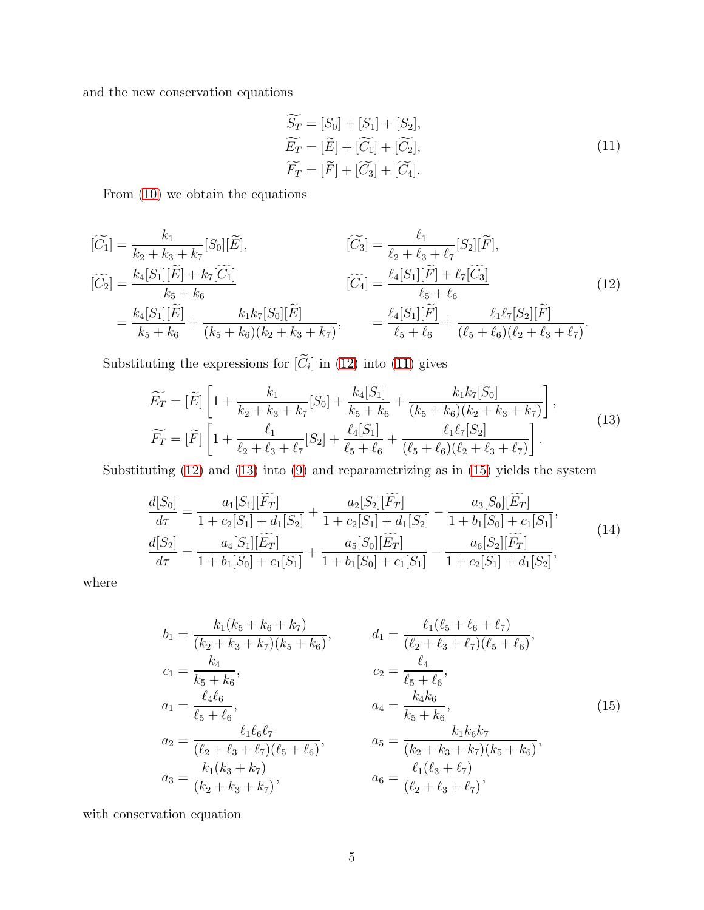and the new conservation equations

$$
\begin{aligned}
\widetilde{S_T} &= [S_0] + [S_1] + [S_2],\\
\widetilde{E_T} &= [\widetilde{E}] + [\widetilde{C_1}] + [\widetilde{C_2}],\\
\widetilde{F_T} &= [\widetilde{F}] + [\widetilde{C_3}] + [\widetilde{C_4}].
\end{aligned}
\tag{11}
$$

From (10) we obtain the equations

$$
\begin{aligned}
[\widetilde{C_1}] &= \frac{k_1}{k_2+k_3+k_7}[S_0][\widetilde{E}], & [\widetilde{C_3}] &= \frac{\ell_1}{\ell_2+\ell_3+\ell_7}[S_2][\widetilde{F}],\\
[\widetilde{C_2}] &= \frac{k_4[S_1][\widetilde{E}] + k_7[\widetilde{C_1}]}{k_5+k_6} & [\widetilde{C_4}] &= \frac{\ell_4[S_1][\widetilde{F}] + \ell_7[\widetilde{C_3}]}{\ell_5+\ell_6}\\
&= \frac{k_4[S_1][\widetilde{E}]}{k_5+k_6} + \frac{k_1k_7[S_0][\widetilde{E}]}{(k_5+k_6)(k_2+k_3+k_7)}, & &= \frac{\ell_4[S_1][\widetilde{F}]}{\ell_5+\ell_6} + \frac{\ell_1\ell_7[S_2][\widetilde{F}]}{(\ell_5+\ell_6)(\ell_2+\ell_3+\ell_7)}.
\end{aligned}
\tag{12}
$$

Substituting the expressions for $[\widetilde{C_i}]$ in (12) into (11) gives

$$
\begin{aligned}
\widetilde{E_T} &= [\widetilde{E}]\left[1 + \frac{k_1}{k_2+k_3+k_7}[S_0] + \frac{k_4[S_1]}{k_5+k_6} + \frac{k_1k_7[S_0]}{(k_5+k_6)(k_2+k_3+k_7)}\right],\\
\widetilde{F_T} &= [\widetilde{F}]\left[1 + \frac{\ell_1}{\ell_2+\ell_3+\ell_7}[S_2] + \frac{\ell_4[S_1]}{\ell_5+\ell_6} + \frac{\ell_1\ell_7[S_2]}{(\ell_5+\ell_6)(\ell_2+\ell_3+\ell_7)}\right].
\end{aligned}
\tag{13}
$$

Substituting (12) and (13) into (9) and reparametrizing as in (15) yields the system

$$
\begin{aligned}
\frac{d[S_0]}{d\tau} &= \frac{a_1[S_1][\widetilde{F_T}]}{1+c_2[S_1]+d_1[S_2]} + \frac{a_2[S_2][\widetilde{F_T}]}{1+c_2[S_1]+d_1[S_2]} - \frac{a_3[S_0][\widetilde{E_T}]}{1+b_1[S_0]+c_1[S_1]},\\
\frac{d[S_2]}{d\tau} &= \frac{a_4[S_1][\widetilde{E_T}]}{1+b_1[S_0]+c_1[S_1]} + \frac{a_5[S_0][\widetilde{E_T}]}{1+b_1[S_0]+c_1[S_1]} - \frac{a_6[S_2][\widetilde{F_T}]}{1+c_2[S_1]+d_1[S_2]},
\end{aligned}
\tag{14}
$$

where

$$
\begin{aligned}
b_1 &= \frac{k_1(k_5+k_6+k_7)}{(k_2+k_3+k_7)(k_5+k_6)}, & d_1 &= \frac{\ell_1(\ell_5+\ell_6+\ell_7)}{(\ell_2+\ell_3+\ell_7)(\ell_5+\ell_6)},\\
c_1 &= \frac{k_4}{k_5+k_6}, & c_2 &= \frac{\ell_4}{\ell_5+\ell_6},\\
a_1 &= \frac{\ell_4\ell_6}{\ell_5+\ell_6}, & a_4 &= \frac{k_4k_6}{k_5+k_6},\\
a_2 &= \frac{\ell_1\ell_6\ell_7}{(\ell_2+\ell_3+\ell_7)(\ell_5+\ell_6)}, & a_5 &= \frac{k_1k_6k_7}{(k_2+k_3+k_7)(k_5+k_6)},\\
a_3 &= \frac{k_1(k_3+k_7)}{(k_2+k_3+k_7)}, & a_6 &= \frac{\ell_1(\ell_3+\ell_7)}{(\ell_2+\ell_3+\ell_7)},
\end{aligned}
\tag{15}
$$

with conservation equation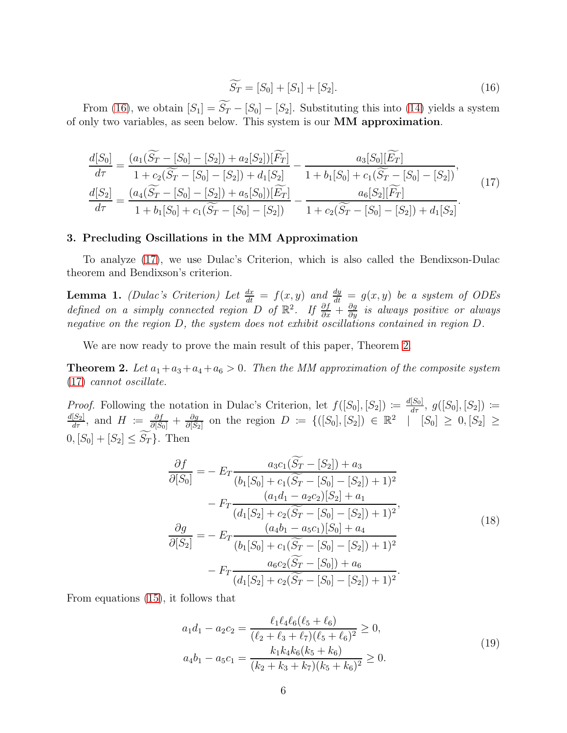$$\widetilde{S_T} = [S_0] + [S_1] + [S_2]. \tag{16}$$

From (16), we obtain $[S_1] = \widetilde{S_T} - [S_0] - [S_2]$. Substituting this into (14) yields a system of only two variables, as seen below. This system is our **MM approximation**.

$$\begin{aligned}
\frac{d[S_0]}{d\tau} &= \frac{(a_1(\widetilde{S_T} - [S_0] - [S_2]) + a_2[S_2])[\widetilde{F_T}]}{1 + c_2(\widetilde{S_T} - [S_0] - [S_2]) + d_1[S_2]} - \frac{a_3[S_0][\widetilde{E_T}]}{1 + b_1[S_0] + c_1(\widetilde{S_T} - [S_0] - [S_2])}, \\
\frac{d[S_2]}{d\tau} &= \frac{(a_4(\widetilde{S_T} - [S_0] - [S_2]) + a_5[S_0])[\widetilde{E_T}]}{1 + b_1[S_0] + c_1(\widetilde{S_T} - [S_0] - [S_2])} - \frac{a_6[S_2][\widetilde{F_T}]}{1 + c_2(\widetilde{S_T} - [S_0] - [S_2]) + d_1[S_2]}.
\end{aligned} \tag{17}$$

## 3. Precluding Oscillations in the MM Approximation

To analyze (17), we use Dulac's Criterion, which is also called the Bendixson-Dulac theorem and Bendixson's criterion.

**Lemma 1.** *(Dulac's Criterion) Let $\frac{dx}{dt} = f(x, y)$ and $\frac{dy}{dt} = g(x, y)$ be a system of ODEs defined on a simply connected region $D$ of $\mathbb{R}^2$. If $\frac{\partial f}{\partial x} + \frac{\partial g}{\partial y}$ is always positive or always negative on the region $D$, the system does not exhibit oscillations contained in region $D$.*

We are now ready to prove the main result of this paper, Theorem 2.

**Theorem 2.** *Let $a_1 + a_3 + a_4 + a_6 > 0$. Then the MM approximation of the composite system (17) cannot oscillate.*

*Proof.* Following the notation in Dulac's Criterion, let $f([S_0], [S_2]) \coloneqq \frac{d[S_0]}{d\tau}$, $g([S_0], [S_2]) \coloneqq \frac{d[S_2]}{d\tau}$, and $H \coloneqq \frac{\partial f}{\partial [S_0]} + \frac{\partial g}{\partial [S_2]}$ on the region $D \coloneqq \{([S_0], [S_2]) \in \mathbb{R}^2 \mid [S_0] \geq 0, [S_2] \geq 0, [S_0] + [S_2] \leq \widetilde{S_T}\}$. Then

$$\begin{aligned}
\frac{\partial f}{\partial [S_0]} =& - E_T \frac{a_3 c_1(\widetilde{S_T} - [S_2]) + a_3}{(b_1[S_0] + c_1(\widetilde{S_T} - [S_0] - [S_2]) + 1)^2} \\
& - F_T \frac{(a_1 d_1 - a_2 c_2)[S_2] + a_1}{(d_1[S_2] + c_2(\widetilde{S_T} - [S_0] - [S_2]) + 1)^2}, \\
\frac{\partial g}{\partial [S_2]} =& - E_T \frac{(a_4 b_1 - a_5 c_1)[S_0] + a_4}{(b_1[S_0] + c_1(\widetilde{S_T} - [S_0] - [S_2]) + 1)^2} \\
& - F_T \frac{a_6 c_2(\widetilde{S_T} - [S_0]) + a_6}{(d_1[S_2] + c_2(\widetilde{S_T} - [S_0] - [S_2]) + 1)^2}.
\end{aligned} \tag{18}$$

From equations (15), it follows that

$$\begin{aligned}
a_1 d_1 - a_2 c_2 &= \frac{\ell_1 \ell_4 \ell_6 (\ell_5 + \ell_6)}{(\ell_2 + \ell_3 + \ell_7)(\ell_5 + \ell_6)^2} \geq 0, \\
a_4 b_1 - a_5 c_1 &= \frac{k_1 k_4 k_6 (k_5 + k_6)}{(k_2 + k_3 + k_7)(k_5 + k_6)^2} \geq 0.
\end{aligned} \tag{19}$$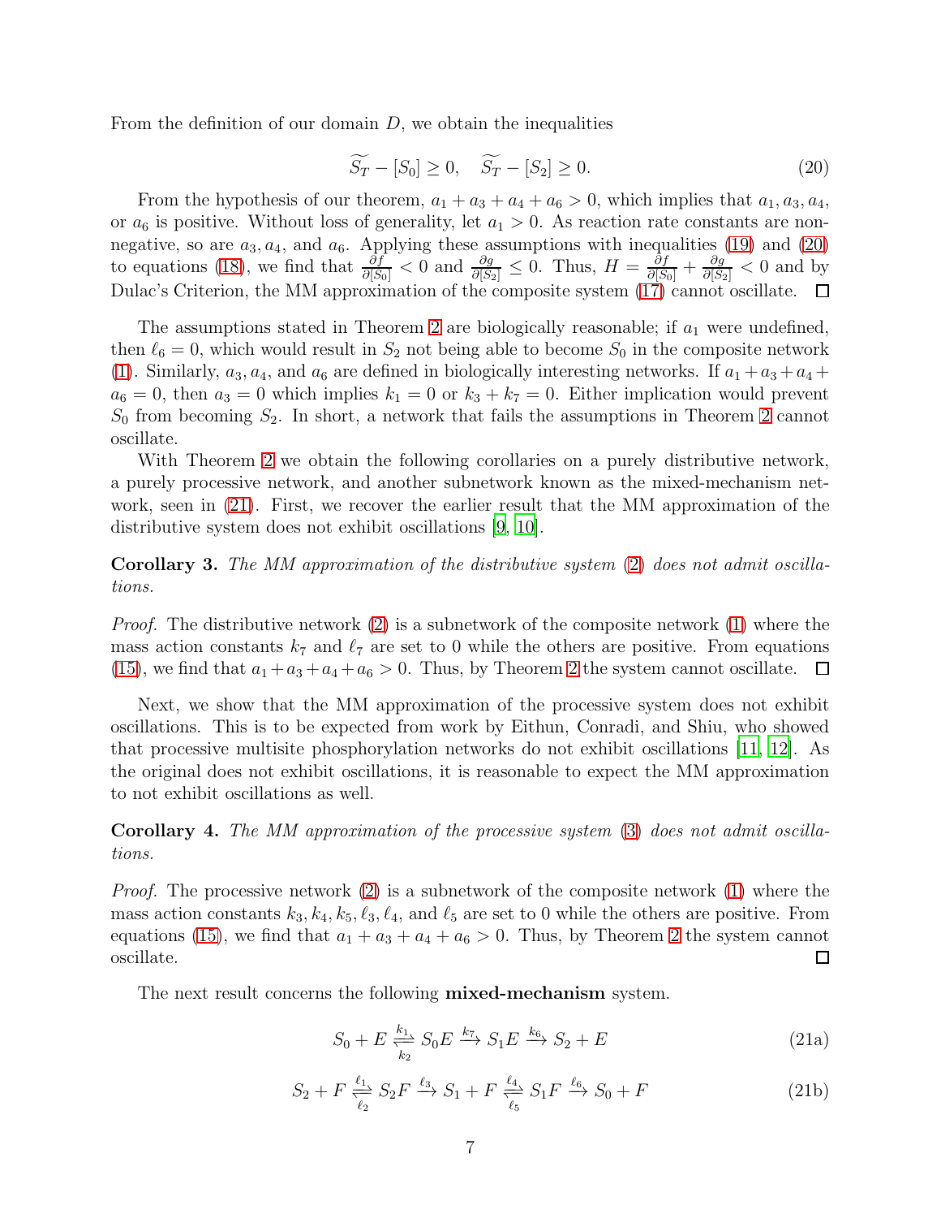From the definition of our domain $D$, we obtain the inequalities

$$\widetilde{S_T} - [S_0] \geq 0, \quad \widetilde{S_T} - [S_2] \geq 0. \tag{20}$$

From the hypothesis of our theorem, $a_1 + a_3 + a_4 + a_6 > 0$, which implies that $a_1, a_3, a_4$, or $a_6$ is positive. Without loss of generality, let $a_1 > 0$. As reaction rate constants are non-negative, so are $a_3, a_4$, and $a_6$. Applying these assumptions with inequalities (19) and (20) to equations (18), we find that $\frac{\partial f}{\partial [S_0]} < 0$ and $\frac{\partial g}{\partial [S_2]} \leq 0$. Thus, $H = \frac{\partial f}{\partial [S_0]} + \frac{\partial g}{\partial [S_2]} < 0$ and by Dulac's Criterion, the MM approximation of the composite system (17) cannot oscillate. $\square$

The assumptions stated in Theorem 2 are biologically reasonable; if $a_1$ were undefined, then $\ell_6 = 0$, which would result in $S_2$ not being able to become $S_0$ in the composite network (1). Similarly, $a_3, a_4$, and $a_6$ are defined in biologically interesting networks. If $a_1 + a_3 + a_4 + a_6 = 0$, then $a_3 = 0$ which implies $k_1 = 0$ or $k_3 + k_7 = 0$. Either implication would prevent $S_0$ from becoming $S_2$. In short, a network that fails the assumptions in Theorem 2 cannot oscillate.

With Theorem 2 we obtain the following corollaries on a purely distributive network, a purely processive network, and another subnetwork known as the mixed-mechanism network, seen in (21). First, we recover the earlier result that the MM approximation of the distributive system does not exhibit oscillations [9, 10].

**Corollary 3.** *The MM approximation of the distributive system (2) does not admit oscillations.*

*Proof.* The distributive network (2) is a subnetwork of the composite network (1) where the mass action constants $k_7$ and $\ell_7$ are set to 0 while the others are positive. From equations (15), we find that $a_1 + a_3 + a_4 + a_6 > 0$. Thus, by Theorem 2 the system cannot oscillate. $\square$

Next, we show that the MM approximation of the processive system does not exhibit oscillations. This is to be expected from work by Eithun, Conradi, and Shiu, who showed that processive multisite phosphorylation networks do not exhibit oscillations [11, 12]. As the original does not exhibit oscillations, it is reasonable to expect the MM approximation to not exhibit oscillations as well.

**Corollary 4.** *The MM approximation of the processive system (3) does not admit oscillations.*

*Proof.* The processive network (2) is a subnetwork of the composite network (1) where the mass action constants $k_3, k_4, k_5, \ell_3, \ell_4$, and $\ell_5$ are set to 0 while the others are positive. From equations (15), we find that $a_1 + a_3 + a_4 + a_6 > 0$. Thus, by Theorem 2 the system cannot oscillate. $\square$

The next result concerns the following **mixed-mechanism** system.

$$S_0 + E \underset{k_2}{\overset{k_1}{\rightleftharpoons}} S_0E \xrightarrow{k_7} S_1E \xrightarrow{k_6} S_2 + E \tag{21a}$$

$$S_2 + F \underset{\ell_2}{\overset{\ell_1}{\rightleftharpoons}} S_2F \xrightarrow{\ell_3} S_1 + F \underset{\ell_5}{\overset{\ell_4}{\rightleftharpoons}} S_1F \xrightarrow{\ell_6} S_0 + F \tag{21b}$$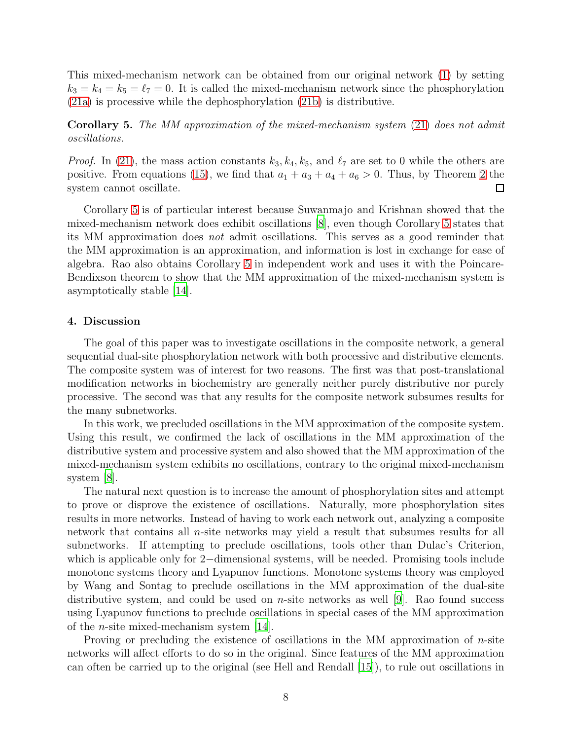This mixed-mechanism network can be obtained from our original network (1) by setting $k_3 = k_4 = k_5 = \ell_7 = 0$. It is called the mixed-mechanism network since the phosphorylation (21a) is processive while the dephosphorylation (21b) is distributive.

**Corollary 5.** *The MM approximation of the mixed-mechanism system* (21) *does not admit oscillations.*

*Proof.* In (21), the mass action constants $k_3, k_4, k_5$, and $\ell_7$ are set to 0 while the others are positive. From equations (15), we find that $a_1 + a_3 + a_4 + a_6 > 0$. Thus, by Theorem 2 the system cannot oscillate. □

Corollary 5 is of particular interest because Suwanmajo and Krishnan showed that the mixed-mechanism network does exhibit oscillations [8], even though Corollary 5 states that its MM approximation does *not* admit oscillations. This serves as a good reminder that the MM approximation is an approximation, and information is lost in exchange for ease of algebra. Rao also obtains Corollary 5 in independent work and uses it with the Poincare-Bendixson theorem to show that the MM approximation of the mixed-mechanism system is asymptotically stable [14].

## 4. Discussion

The goal of this paper was to investigate oscillations in the composite network, a general sequential dual-site phosphorylation network with both processive and distributive elements. The composite system was of interest for two reasons. The first was that post-translational modification networks in biochemistry are generally neither purely distributive nor purely processive. The second was that any results for the composite network subsumes results for the many subnetworks.

In this work, we precluded oscillations in the MM approximation of the composite system. Using this result, we confirmed the lack of oscillations in the MM approximation of the distributive system and processive system and also showed that the MM approximation of the mixed-mechanism system exhibits no oscillations, contrary to the original mixed-mechanism system [8].

The natural next question is to increase the amount of phosphorylation sites and attempt to prove or disprove the existence of oscillations. Naturally, more phosphorylation sites results in more networks. Instead of having to work each network out, analyzing a composite network that contains all $n$-site networks may yield a result that subsumes results for all subnetworks. If attempting to preclude oscillations, tools other than Dulac's Criterion, which is applicable only for 2−dimensional systems, will be needed. Promising tools include monotone systems theory and Lyapunov functions. Monotone systems theory was employed by Wang and Sontag to preclude oscillations in the MM approximation of the dual-site distributive system, and could be used on $n$-site networks as well [9]. Rao found success using Lyapunov functions to preclude oscillations in special cases of the MM approximation of the $n$-site mixed-mechanism system [14].

Proving or precluding the existence of oscillations in the MM approximation of $n$-site networks will affect efforts to do so in the original. Since features of the MM approximation can often be carried up to the original (see Hell and Rendall [15]), to rule out oscillations in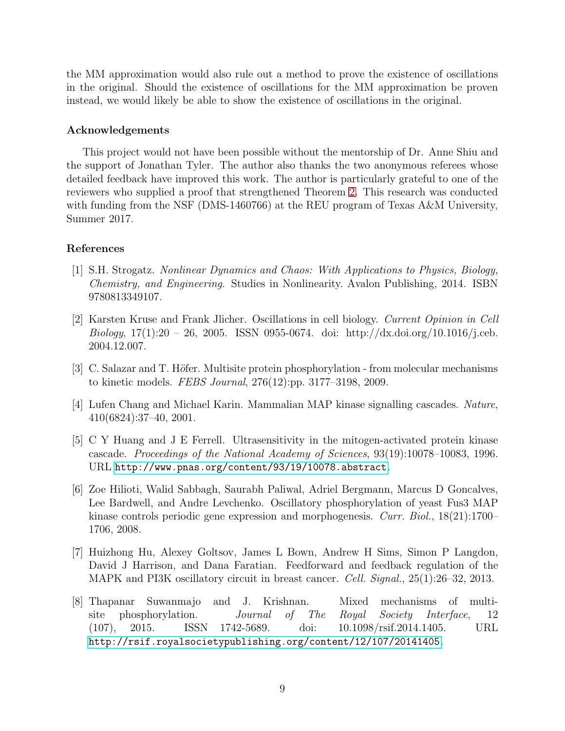the MM approximation would also rule out a method to prove the existence of oscillations in the original. Should the existence of oscillations for the MM approximation be proven instead, we would likely be able to show the existence of oscillations in the original.

### Acknowledgements

This project would not have been possible without the mentorship of Dr. Anne Shiu and the support of Jonathan Tyler. The author also thanks the two anonymous referees whose detailed feedback have improved this work. The author is particularly grateful to one of the reviewers who supplied a proof that strengthened Theorem 2. This research was conducted with funding from the NSF (DMS-1460766) at the REU program of Texas A&M University, Summer 2017.

### References

[1] S.H. Strogatz. *Nonlinear Dynamics and Chaos: With Applications to Physics, Biology, Chemistry, and Engineering*. Studies in Nonlinearity. Avalon Publishing, 2014. ISBN 9780813349107.

[2] Karsten Kruse and Frank Jlicher. Oscillations in cell biology. *Current Opinion in Cell Biology*, 17(1):20 – 26, 2005. ISSN 0955-0674. doi: http://dx.doi.org/10.1016/j.ceb.2004.12.007.

[3] C. Salazar and T. Höfer. Multisite protein phosphorylation - from molecular mechanisms to kinetic models. *FEBS Journal*, 276(12):pp. 3177–3198, 2009.

[4] Lufen Chang and Michael Karin. Mammalian MAP kinase signalling cascades. *Nature*, 410(6824):37–40, 2001.

[5] C Y Huang and J E Ferrell. Ultrasensitivity in the mitogen-activated protein kinase cascade. *Proceedings of the National Academy of Sciences*, 93(19):10078–10083, 1996. URL http://www.pnas.org/content/93/19/10078.abstract.

[6] Zoe Hilioti, Walid Sabbagh, Saurabh Paliwal, Adriel Bergmann, Marcus D Goncalves, Lee Bardwell, and Andre Levchenko. Oscillatory phosphorylation of yeast Fus3 MAP kinase controls periodic gene expression and morphogenesis. *Curr. Biol.*, 18(21):1700–1706, 2008.

[7] Huizhong Hu, Alexey Goltsov, James L Bown, Andrew H Sims, Simon P Langdon, David J Harrison, and Dana Faratian. Feedforward and feedback regulation of the MAPK and PI3K oscillatory circuit in breast cancer. *Cell. Signal.*, 25(1):26–32, 2013.

[8] Thapanar Suwanmajo and J. Krishnan. Mixed mechanisms of multi-site phosphorylation. *Journal of The Royal Society Interface*, 12 (107), 2015. ISSN 1742-5689. doi: 10.1098/rsif.2014.1405. URL http://rsif.royalsocietypublishing.org/content/12/107/20141405.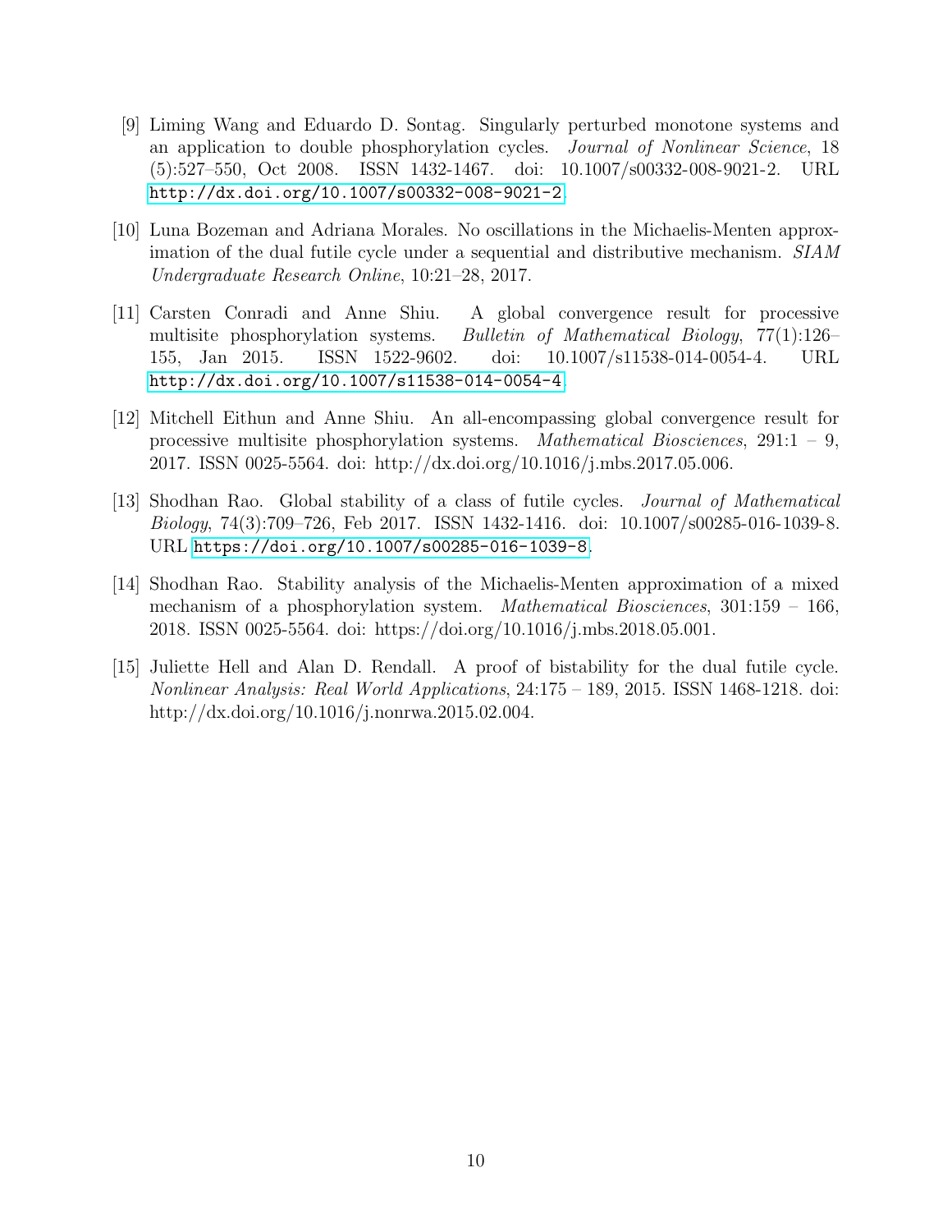[9] Liming Wang and Eduardo D. Sontag. Singularly perturbed monotone systems and an application to double phosphorylation cycles. *Journal of Nonlinear Science*, 18 (5):527–550, Oct 2008. ISSN 1432-1467. doi: 10.1007/s00332-008-9021-2. URL http://dx.doi.org/10.1007/s00332-008-9021-2.

[10] Luna Bozeman and Adriana Morales. No oscillations in the Michaelis-Menten approximation of the dual futile cycle under a sequential and distributive mechanism. *SIAM Undergraduate Research Online*, 10:21–28, 2017.

[11] Carsten Conradi and Anne Shiu. A global convergence result for processive multisite phosphorylation systems. *Bulletin of Mathematical Biology*, 77(1):126–155, Jan 2015. ISSN 1522-9602. doi: 10.1007/s11538-014-0054-4. URL http://dx.doi.org/10.1007/s11538-014-0054-4.

[12] Mitchell Eithun and Anne Shiu. An all-encompassing global convergence result for processive multisite phosphorylation systems. *Mathematical Biosciences*, 291:1 – 9, 2017. ISSN 0025-5564. doi: http://dx.doi.org/10.1016/j.mbs.2017.05.006.

[13] Shodhan Rao. Global stability of a class of futile cycles. *Journal of Mathematical Biology*, 74(3):709–726, Feb 2017. ISSN 1432-1416. doi: 10.1007/s00285-016-1039-8. URL https://doi.org/10.1007/s00285-016-1039-8.

[14] Shodhan Rao. Stability analysis of the Michaelis-Menten approximation of a mixed mechanism of a phosphorylation system. *Mathematical Biosciences*, 301:159 – 166, 2018. ISSN 0025-5564. doi: https://doi.org/10.1016/j.mbs.2018.05.001.

[15] Juliette Hell and Alan D. Rendall. A proof of bistability for the dual futile cycle. *Nonlinear Analysis: Real World Applications*, 24:175 – 189, 2015. ISSN 1468-1218. doi: http://dx.doi.org/10.1016/j.nonrwa.2015.02.004.